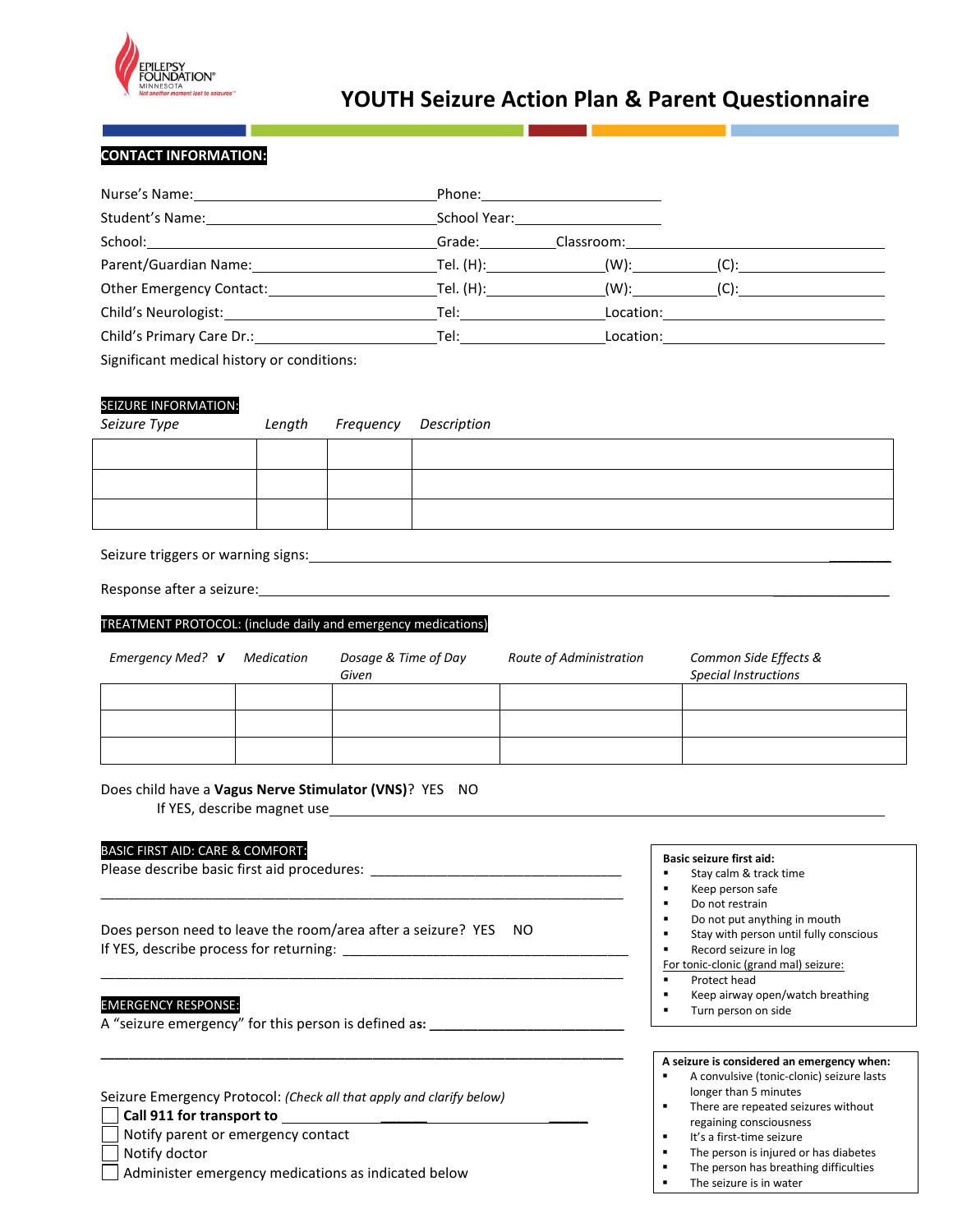EPILEPSY FOUNDATION® MINNESOTA
*Not another moment lost to seizures™*

# YOUTH Seizure Action Plan & Parent Questionnaire

## CONTACT INFORMATION:

Nurse's Name:\_\_\_\_\_\_\_\_\_\_\_\_\_\_\_\_\_\_\_\_\_\_\_\_\_\_\_\_\_\_ Phone:\_\_\_\_\_\_\_\_\_\_\_\_\_\_\_\_\_\_\_\_

Student's Name:\_\_\_\_\_\_\_\_\_\_\_\_\_\_\_\_\_\_\_\_\_\_\_\_\_\_\_\_\_\_ School Year:\_\_\_\_\_\_\_\_\_\_\_\_\_\_\_\_\_\_\_\_

School:\_\_\_\_\_\_\_\_\_\_\_\_\_\_\_\_\_\_\_\_\_\_\_\_\_\_\_\_\_\_ Grade:\_\_\_\_\_\_\_\_\_\_ Classroom:\_\_\_\_\_\_\_\_\_\_\_\_\_\_\_\_\_\_\_\_

Parent/Guardian Name:\_\_\_\_\_\_\_\_\_\_\_\_\_\_\_\_\_\_\_\_ Tel. (H):\_\_\_\_\_\_\_\_\_\_\_\_ (W):\_\_\_\_\_\_\_\_\_\_\_\_ (C):\_\_\_\_\_\_\_\_\_\_\_\_

Other Emergency Contact:\_\_\_\_\_\_\_\_\_\_\_\_\_\_\_\_\_\_\_\_ Tel. (H):\_\_\_\_\_\_\_\_\_\_\_\_ (W):\_\_\_\_\_\_\_\_\_\_\_\_ (C):\_\_\_\_\_\_\_\_\_\_\_\_

Child's Neurologist:\_\_\_\_\_\_\_\_\_\_\_\_\_\_\_\_\_\_\_\_ Tel:\_\_\_\_\_\_\_\_\_\_\_\_ Location:\_\_\_\_\_\_\_\_\_\_\_\_\_\_\_\_\_\_\_\_

Child's Primary Care Dr.:\_\_\_\_\_\_\_\_\_\_\_\_\_\_\_\_\_\_\_\_ Tel:\_\_\_\_\_\_\_\_\_\_\_\_ Location:\_\_\_\_\_\_\_\_\_\_\_\_\_\_\_\_\_\_\_\_

Significant medical history or conditions:

## SEIZURE INFORMATION:

| *Seizure Type* | *Length* | *Frequency* | *Description* |
|---|---|---|---|
| | | | |
| | | | |
| | | | |

Seizure triggers or warning signs:\_\_\_\_\_\_\_\_\_\_\_\_\_\_\_\_\_\_\_\_\_\_\_\_\_\_\_\_\_\_\_\_\_\_\_\_\_\_\_\_

Response after a seizure:\_\_\_\_\_\_\_\_\_\_\_\_\_\_\_\_\_\_\_\_\_\_\_\_\_\_\_\_\_\_\_\_\_\_\_\_\_\_\_\_

## TREATMENT PROTOCOL: (include daily and emergency medications)

| *Emergency Med? √* | *Medication* | *Dosage & Time of Day Given* | *Route of Administration* | *Common Side Effects & Special Instructions* |
|---|---|---|---|---|
| | | | | |
| | | | | |
| | | | | |

Does child have a **Vagus Nerve Stimulator (VNS)**? YES NO

If YES, describe magnet use\_\_\_\_\_\_\_\_\_\_\_\_\_\_\_\_\_\_\_\_\_\_\_\_\_\_\_\_\_\_\_\_\_\_\_\_\_\_\_\_

## BASIC FIRST AID: CARE & COMFORT:

Please describe basic first aid procedures: \_\_\_\_\_\_\_\_\_\_\_\_\_\_\_\_\_\_\_\_\_\_\_\_\_\_\_\_\_\_

\_\_\_\_\_\_\_\_\_\_\_\_\_\_\_\_\_\_\_\_\_\_\_\_\_\_\_\_\_\_\_\_\_\_\_\_\_\_\_\_\_\_\_\_\_\_\_\_\_\_\_\_\_\_\_\_\_\_

Does person need to leave the room/area after a seizure? YES NO

If YES, describe process for returning: \_\_\_\_\_\_\_\_\_\_\_\_\_\_\_\_\_\_\_\_\_\_\_\_\_\_\_\_\_\_

\_\_\_\_\_\_\_\_\_\_\_\_\_\_\_\_\_\_\_\_\_\_\_\_\_\_\_\_\_\_\_\_\_\_\_\_\_\_\_\_\_\_\_\_\_\_\_\_\_\_\_\_\_\_\_\_\_\_

**Basic seizure first aid:**
- Stay calm & track time
- Keep person safe
- Do not restrain
- Do not put anything in mouth
- Stay with person until fully conscious
- Record seizure in log

For tonic-clonic (grand mal) seizure:
- Protect head
- Keep airway open/watch breathing
- Turn person on side

## EMERGENCY RESPONSE:

A "seizure emergency" for this person is defined a**s:** \_\_\_\_\_\_\_\_\_\_\_\_\_\_\_\_\_\_\_\_\_\_\_\_

\_\_\_\_\_\_\_\_\_\_\_\_\_\_\_\_\_\_\_\_\_\_\_\_\_\_\_\_\_\_\_\_\_\_\_\_\_\_\_\_\_\_\_\_\_\_\_\_\_\_\_\_\_\_\_\_\_\_

Seizure Emergency Protocol: *(Check all that apply and clarify below)*

- ☐ **Call 911 for transport to** \_\_\_\_\_\_\_\_\_\_\_\_\_\_\_\_\_\_\_\_\_\_\_\_\_\_\_\_\_\_
- ☐ Notify parent or emergency contact
- ☐ Notify doctor
- ☐ Administer emergency medications as indicated below

**A seizure is considered an emergency when:**
- A convulsive (tonic-clonic) seizure lasts longer than 5 minutes
- There are repeated seizures without regaining consciousness
- It's a first-time seizure
- The person is injured or has diabetes
- The person has breathing difficulties
- The seizure is in water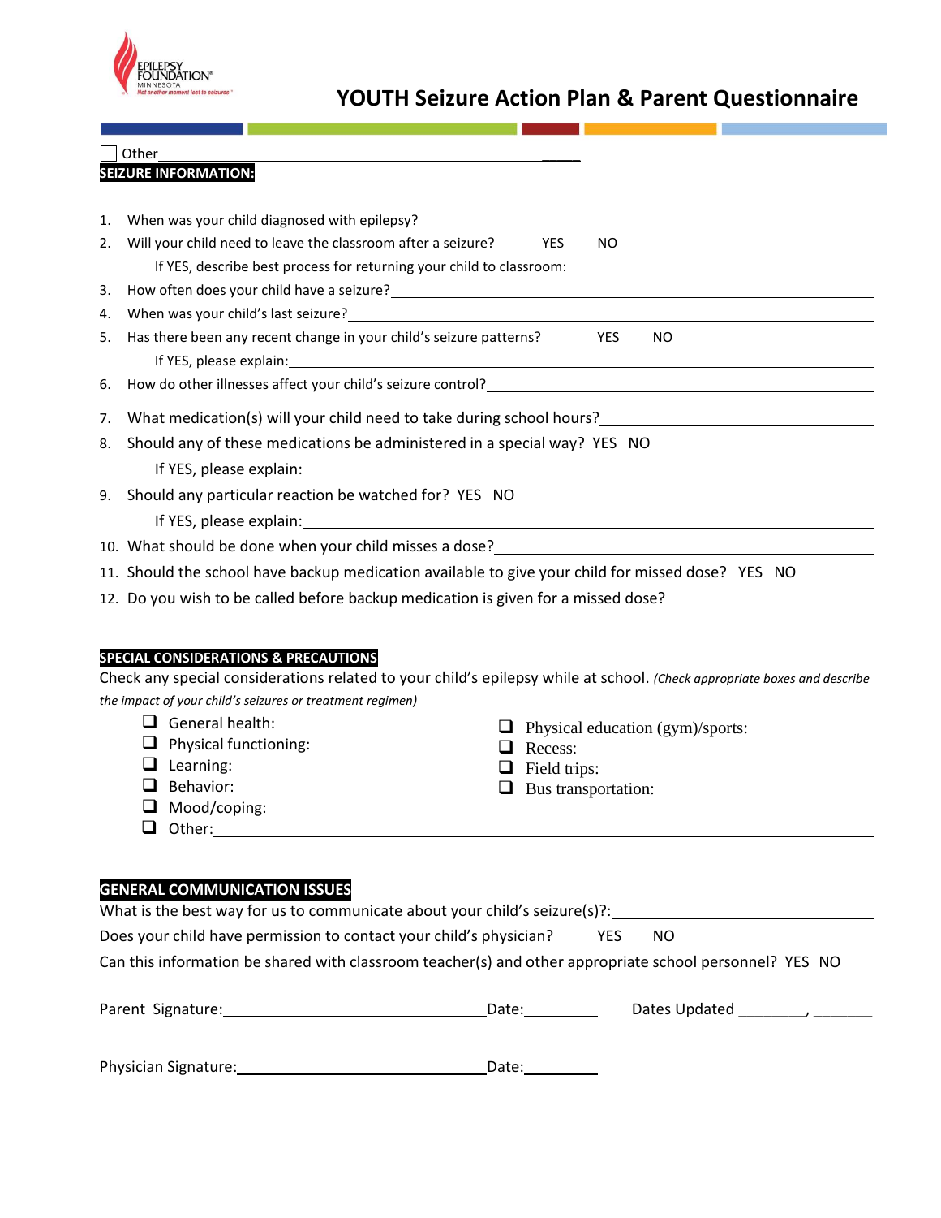# YOUTH Seizure Action Plan & Parent Questionnaire

☐ Other_______________________________________________

**SEIZURE INFORMATION:**

1. When was your child diagnosed with epilepsy?______________________________
2. Will your child need to leave the classroom after a seizure? YES NO
   If YES, describe best process for returning your child to classroom:______________________________
3. How often does your child have a seizure?______________________________
4. When was your child's last seizure?______________________________
5. Has there been any recent change in your child's seizure patterns? YES NO
   If YES, please explain:______________________________
6. How do other illnesses affect your child's seizure control?______________________________
7. What medication(s) will your child need to take during school hours?______________________________
8. Should any of these medications be administered in a special way? YES NO
   If YES, please explain:______________________________
9. Should any particular reaction be watched for? YES NO
   If YES, please explain:______________________________
10. What should be done when your child misses a dose?______________________________
11. Should the school have backup medication available to give your child for missed dose? YES NO
12. Do you wish to be called before backup medication is given for a missed dose?

**SPECIAL CONSIDERATIONS & PRECAUTIONS**

Check any special considerations related to your child's epilepsy while at school. *(Check appropriate boxes and describe the impact of your child's seizures or treatment regimen)*

- ☐ General health:
- ☐ Physical functioning:
- ☐ Learning:
- ☐ Behavior:
- ☐ Mood/coping:
- ☐ Other:______________________________
- ☐ Physical education (gym)/sports:
- ☐ Recess:
- ☐ Field trips:
- ☐ Bus transportation:

**GENERAL COMMUNICATION ISSUES**

What is the best way for us to communicate about your child's seizure(s)?:______________________________

Does your child have permission to contact your child's physician? YES NO

Can this information be shared with classroom teacher(s) and other appropriate school personnel? YES NO

Parent Signature:______________________________ Date:__________ Dates Updated ________, _______

Physician Signature:______________________________ Date:__________